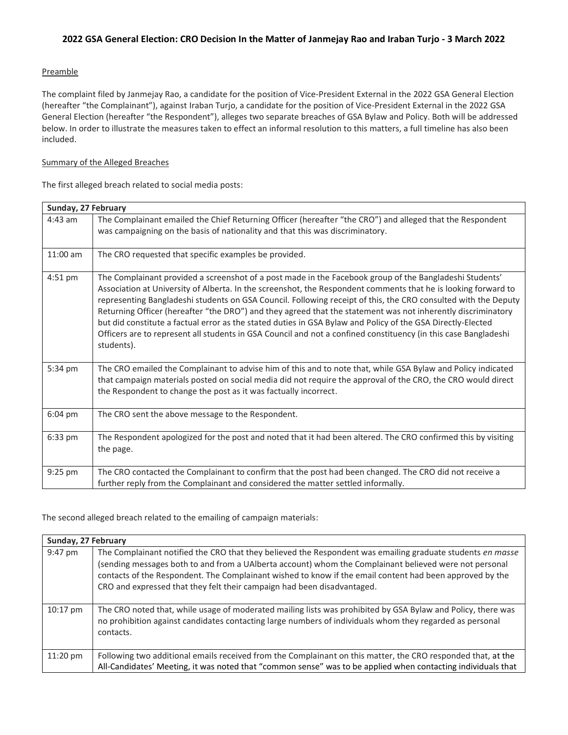# 2022 GSA General Election: CRO Decision In the Matter of Janmejay Rao and Iraban Turjo - 3 March 2022

## Preamble

The complaint filed by Janmejay Rao, a candidate for the position of Vice-President External in the 2022 GSA General Election (hereafter "the Complainant"), against Iraban Turjo, a candidate for the position of Vice-President External in the 2022 GSA General Election (hereafter "the Respondent"), alleges two separate breaches of GSA Bylaw and Policy. Both will be addressed below. In order to illustrate the measures taken to effect an informal resolution to this matters, a full timeline has also been included.

## Summary of the Alleged Breaches

The first alleged breach related to social media posts:

| Sunday, 27 February | |
|---|---|
| 4:43 am | The Complainant emailed the Chief Returning Officer (hereafter "the CRO") and alleged that the Respondent was campaigning on the basis of nationality and that this was discriminatory. |
| 11:00 am | The CRO requested that specific examples be provided. |
| 4:51 pm | The Complainant provided a screenshot of a post made in the Facebook group of the Bangladeshi Students' Association at University of Alberta. In the screenshot, the Respondent comments that he is looking forward to representing Bangladeshi students on GSA Council. Following receipt of this, the CRO consulted with the Deputy Returning Officer (hereafter "the DRO") and they agreed that the statement was not inherently discriminatory but did constitute a factual error as the stated duties in GSA Bylaw and Policy of the GSA Directly-Elected Officers are to represent all students in GSA Council and not a confined constituency (in this case Bangladeshi students). |
| 5:34 pm | The CRO emailed the Complainant to advise him of this and to note that, while GSA Bylaw and Policy indicated that campaign materials posted on social media did not require the approval of the CRO, the CRO would direct the Respondent to change the post as it was factually incorrect. |
| 6:04 pm | The CRO sent the above message to the Respondent. |
| 6:33 pm | The Respondent apologized for the post and noted that it had been altered. The CRO confirmed this by visiting the page. |
| 9:25 pm | The CRO contacted the Complainant to confirm that the post had been changed. The CRO did not receive a further reply from the Complainant and considered the matter settled informally. |

The second alleged breach related to the emailing of campaign materials:

| Sunday, 27 February | |
|---|---|
| 9:47 pm | The Complainant notified the CRO that they believed the Respondent was emailing graduate students *en masse* (sending messages both to and from a UAlberta account) whom the Complainant believed were not personal contacts of the Respondent. The Complainant wished to know if the email content had been approved by the CRO and expressed that they felt their campaign had been disadvantaged. |
| 10:17 pm | The CRO noted that, while usage of moderated mailing lists was prohibited by GSA Bylaw and Policy, there was no prohibition against candidates contacting large numbers of individuals whom they regarded as personal contacts. |
| 11:20 pm | Following two additional emails received from the Complainant on this matter, the CRO responded that, at the All-Candidates' Meeting, it was noted that "common sense" was to be applied when contacting individuals that |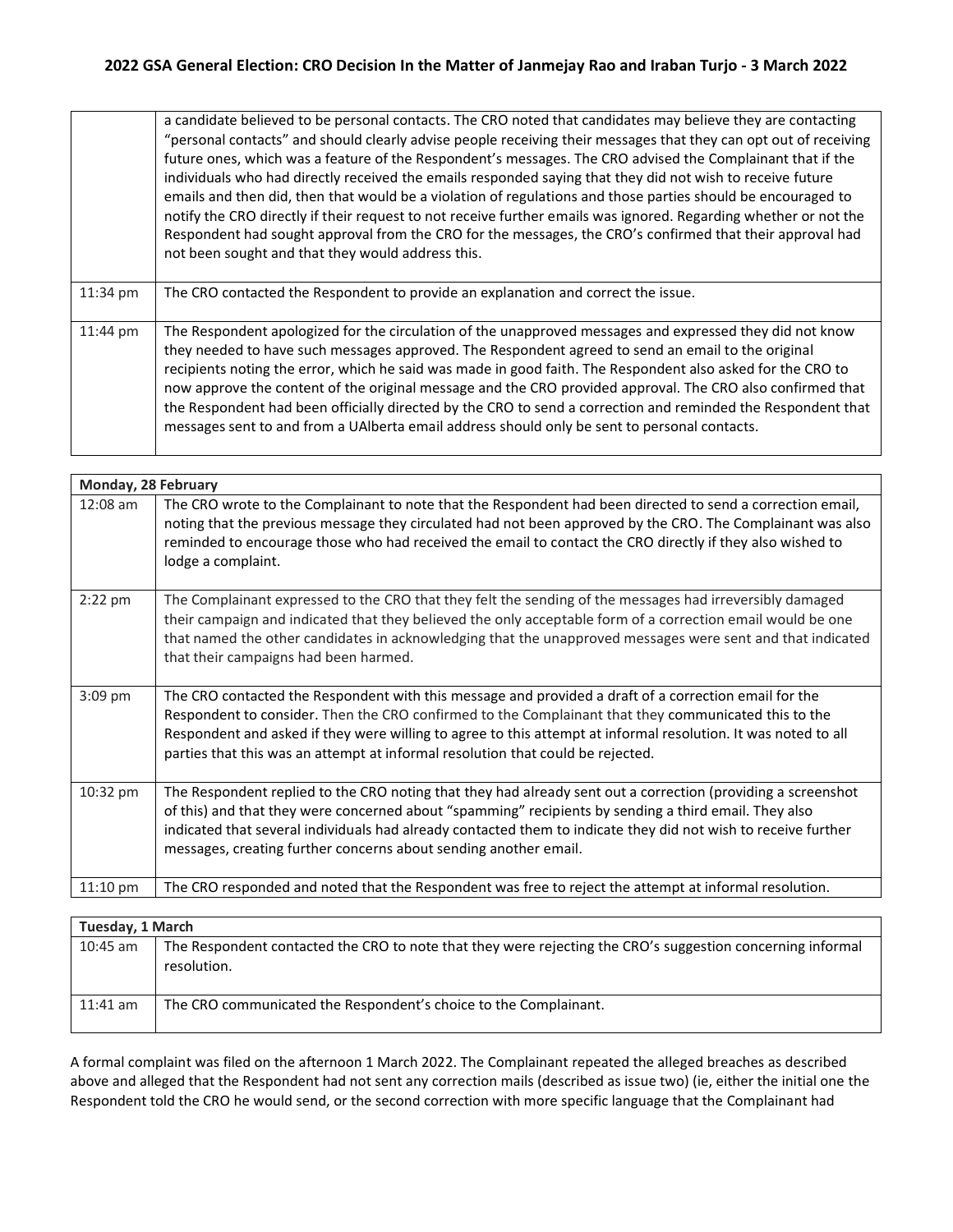| | |
|---|---|
| | a candidate believed to be personal contacts. The CRO noted that candidates may believe they are contacting "personal contacts" and should clearly advise people receiving their messages that they can opt out of receiving future ones, which was a feature of the Respondent's messages. The CRO advised the Complainant that if the individuals who had directly received the emails responded saying that they did not wish to receive future emails and then did, then that would be a violation of regulations and those parties should be encouraged to notify the CRO directly if their request to not receive further emails was ignored. Regarding whether or not the Respondent had sought approval from the CRO for the messages, the CRO's confirmed that their approval had not been sought and that they would address this. |
| 11:34 pm | The CRO contacted the Respondent to provide an explanation and correct the issue. |
| 11:44 pm | The Respondent apologized for the circulation of the unapproved messages and expressed they did not know they needed to have such messages approved. The Respondent agreed to send an email to the original recipients noting the error, which he said was made in good faith. The Respondent also asked for the CRO to now approve the content of the original message and the CRO provided approval. The CRO also confirmed that the Respondent had been officially directed by the CRO to send a correction and reminded the Respondent that messages sent to and from a UAlberta email address should only be sent to personal contacts. |

| Monday, 28 February | |
|---|---|
| 12:08 am | The CRO wrote to the Complainant to note that the Respondent had been directed to send a correction email, noting that the previous message they circulated had not been approved by the CRO. The Complainant was also reminded to encourage those who had received the email to contact the CRO directly if they also wished to lodge a complaint. |
| 2:22 pm | The Complainant expressed to the CRO that they felt the sending of the messages had irreversibly damaged their campaign and indicated that they believed the only acceptable form of a correction email would be one that named the other candidates in acknowledging that the unapproved messages were sent and that indicated that their campaigns had been harmed. |
| 3:09 pm | The CRO contacted the Respondent with this message and provided a draft of a correction email for the Respondent to consider. Then the CRO confirmed to the Complainant that they communicated this to the Respondent and asked if they were willing to agree to this attempt at informal resolution. It was noted to all parties that this was an attempt at informal resolution that could be rejected. |
| 10:32 pm | The Respondent replied to the CRO noting that they had already sent out a correction (providing a screenshot of this) and that they were concerned about "spamming" recipients by sending a third email. They also indicated that several individuals had already contacted them to indicate they did not wish to receive further messages, creating further concerns about sending another email. |
| 11:10 pm | The CRO responded and noted that the Respondent was free to reject the attempt at informal resolution. |

| Tuesday, 1 March | |
|---|---|
| 10:45 am | The Respondent contacted the CRO to note that they were rejecting the CRO's suggestion concerning informal resolution. |
| 11:41 am | The CRO communicated the Respondent's choice to the Complainant. |

A formal complaint was filed on the afternoon 1 March 2022. The Complainant repeated the alleged breaches as described above and alleged that the Respondent had not sent any correction mails (described as issue two) (ie, either the initial one the Respondent told the CRO he would send, or the second correction with more specific language that the Complainant had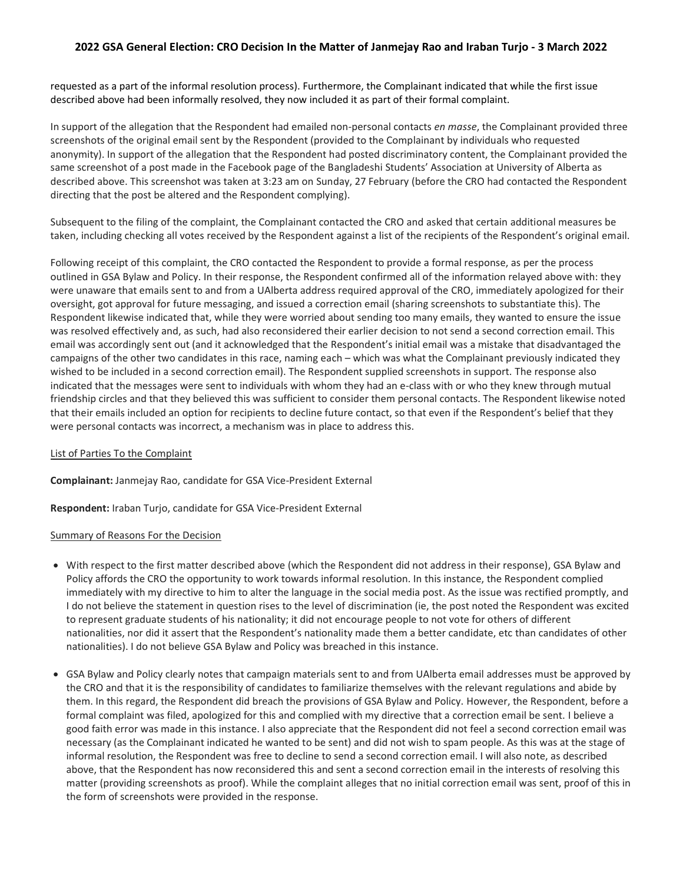requested as a part of the informal resolution process). Furthermore, the Complainant indicated that while the first issue described above had been informally resolved, they now included it as part of their formal complaint.

In support of the allegation that the Respondent had emailed non-personal contacts *en masse*, the Complainant provided three screenshots of the original email sent by the Respondent (provided to the Complainant by individuals who requested anonymity). In support of the allegation that the Respondent had posted discriminatory content, the Complainant provided the same screenshot of a post made in the Facebook page of the Bangladeshi Students' Association at University of Alberta as described above. This screenshot was taken at 3:23 am on Sunday, 27 February (before the CRO had contacted the Respondent directing that the post be altered and the Respondent complying).

Subsequent to the filing of the complaint, the Complainant contacted the CRO and asked that certain additional measures be taken, including checking all votes received by the Respondent against a list of the recipients of the Respondent's original email.

Following receipt of this complaint, the CRO contacted the Respondent to provide a formal response, as per the process outlined in GSA Bylaw and Policy. In their response, the Respondent confirmed all of the information relayed above with: they were unaware that emails sent to and from a UAlberta address required approval of the CRO, immediately apologized for their oversight, got approval for future messaging, and issued a correction email (sharing screenshots to substantiate this). The Respondent likewise indicated that, while they were worried about sending too many emails, they wanted to ensure the issue was resolved effectively and, as such, had also reconsidered their earlier decision to not send a second correction email. This email was accordingly sent out (and it acknowledged that the Respondent's initial email was a mistake that disadvantaged the campaigns of the other two candidates in this race, naming each – which was what the Complainant previously indicated they wished to be included in a second correction email). The Respondent supplied screenshots in support. The response also indicated that the messages were sent to individuals with whom they had an e-class with or who they knew through mutual friendship circles and that they believed this was sufficient to consider them personal contacts. The Respondent likewise noted that their emails included an option for recipients to decline future contact, so that even if the Respondent's belief that they were personal contacts was incorrect, a mechanism was in place to address this.

<u>List of Parties To the Complaint</u>

**Complainant:** Janmejay Rao, candidate for GSA Vice-President External

**Respondent:** Iraban Turjo, candidate for GSA Vice-President External

<u>Summary of Reasons For the Decision</u>

- With respect to the first matter described above (which the Respondent did not address in their response), GSA Bylaw and Policy affords the CRO the opportunity to work towards informal resolution. In this instance, the Respondent complied immediately with my directive to him to alter the language in the social media post. As the issue was rectified promptly, and I do not believe the statement in question rises to the level of discrimination (ie, the post noted the Respondent was excited to represent graduate students of his nationality; it did not encourage people to not vote for others of different nationalities, nor did it assert that the Respondent's nationality made them a better candidate, etc than candidates of other nationalities). I do not believe GSA Bylaw and Policy was breached in this instance.

- GSA Bylaw and Policy clearly notes that campaign materials sent to and from UAlberta email addresses must be approved by the CRO and that it is the responsibility of candidates to familiarize themselves with the relevant regulations and abide by them. In this regard, the Respondent did breach the provisions of GSA Bylaw and Policy. However, the Respondent, before a formal complaint was filed, apologized for this and complied with my directive that a correction email be sent. I believe a good faith error was made in this instance. I also appreciate that the Respondent did not feel a second correction email was necessary (as the Complainant indicated he wanted to be sent) and did not wish to spam people. As this was at the stage of informal resolution, the Respondent was free to decline to send a second correction email. I will also note, as described above, that the Respondent has now reconsidered this and sent a second correction email in the interests of resolving this matter (providing screenshots as proof). While the complaint alleges that no initial correction email was sent, proof of this in the form of screenshots were provided in the response.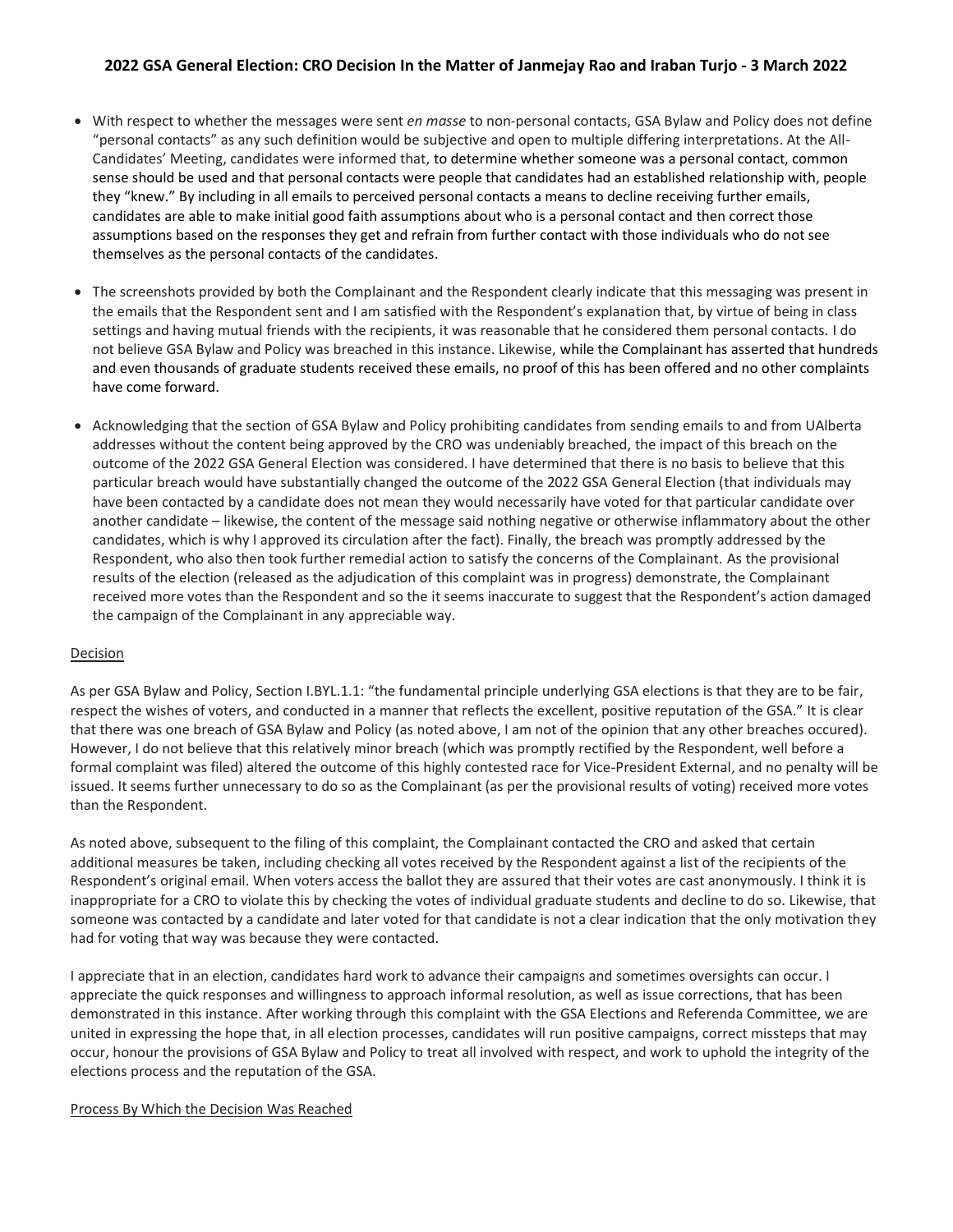- With respect to whether the messages were sent *en masse* to non-personal contacts, GSA Bylaw and Policy does not define "personal contacts" as any such definition would be subjective and open to multiple differing interpretations. At the All-Candidates' Meeting, candidates were informed that, to determine whether someone was a personal contact, common sense should be used and that personal contacts were people that candidates had an established relationship with, people they "knew." By including in all emails to perceived personal contacts a means to decline receiving further emails, candidates are able to make initial good faith assumptions about who is a personal contact and then correct those assumptions based on the responses they get and refrain from further contact with those individuals who do not see themselves as the personal contacts of the candidates.

- The screenshots provided by both the Complainant and the Respondent clearly indicate that this messaging was present in the emails that the Respondent sent and I am satisfied with the Respondent's explanation that, by virtue of being in class settings and having mutual friends with the recipients, it was reasonable that he considered them personal contacts. I do not believe GSA Bylaw and Policy was breached in this instance. Likewise, while the Complainant has asserted that hundreds and even thousands of graduate students received these emails, no proof of this has been offered and no other complaints have come forward.

- Acknowledging that the section of GSA Bylaw and Policy prohibiting candidates from sending emails to and from UAlberta addresses without the content being approved by the CRO was undeniably breached, the impact of this breach on the outcome of the 2022 GSA General Election was considered. I have determined that there is no basis to believe that this particular breach would have substantially changed the outcome of the 2022 GSA General Election (that individuals may have been contacted by a candidate does not mean they would necessarily have voted for that particular candidate over another candidate – likewise, the content of the message said nothing negative or otherwise inflammatory about the other candidates, which is why I approved its circulation after the fact). Finally, the breach was promptly addressed by the Respondent, who also then took further remedial action to satisfy the concerns of the Complainant. As the provisional results of the election (released as the adjudication of this complaint was in progress) demonstrate, the Complainant received more votes than the Respondent and so the it seems inaccurate to suggest that the Respondent's action damaged the campaign of the Complainant in any appreciable way.

## Decision

As per GSA Bylaw and Policy, Section I.BYL.1.1: "the fundamental principle underlying GSA elections is that they are to be fair, respect the wishes of voters, and conducted in a manner that reflects the excellent, positive reputation of the GSA." It is clear that there was one breach of GSA Bylaw and Policy (as noted above, I am not of the opinion that any other breaches occured). However, I do not believe that this relatively minor breach (which was promptly rectified by the Respondent, well before a formal complaint was filed) altered the outcome of this highly contested race for Vice-President External, and no penalty will be issued. It seems further unnecessary to do so as the Complainant (as per the provisional results of voting) received more votes than the Respondent.

As noted above, subsequent to the filing of this complaint, the Complainant contacted the CRO and asked that certain additional measures be taken, including checking all votes received by the Respondent against a list of the recipients of the Respondent's original email. When voters access the ballot they are assured that their votes are cast anonymously. I think it is inappropriate for a CRO to violate this by checking the votes of individual graduate students and decline to do so. Likewise, that someone was contacted by a candidate and later voted for that candidate is not a clear indication that the only motivation they had for voting that way was because they were contacted.

I appreciate that in an election, candidates hard work to advance their campaigns and sometimes oversights can occur. I appreciate the quick responses and willingness to approach informal resolution, as well as issue corrections, that has been demonstrated in this instance. After working through this complaint with the GSA Elections and Referenda Committee, we are united in expressing the hope that, in all election processes, candidates will run positive campaigns, correct missteps that may occur, honour the provisions of GSA Bylaw and Policy to treat all involved with respect, and work to uphold the integrity of the elections process and the reputation of the GSA.

## Process By Which the Decision Was Reached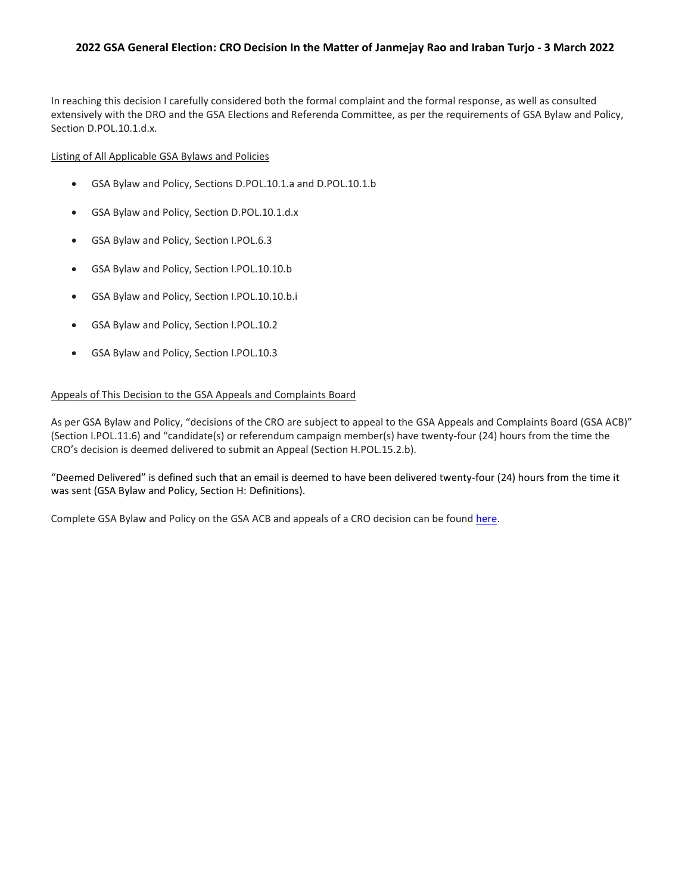**2022 GSA General Election: CRO Decision In the Matter of Janmejay Rao and Iraban Turjo - 3 March 2022**

In reaching this decision I carefully considered both the formal complaint and the formal response, as well as consulted extensively with the DRO and the GSA Elections and Referenda Committee, as per the requirements of GSA Bylaw and Policy, Section D.POL.10.1.d.x.

Listing of All Applicable GSA Bylaws and Policies

- GSA Bylaw and Policy, Sections D.POL.10.1.a and D.POL.10.1.b
- GSA Bylaw and Policy, Section D.POL.10.1.d.x
- GSA Bylaw and Policy, Section I.POL.6.3
- GSA Bylaw and Policy, Section I.POL.10.10.b
- GSA Bylaw and Policy, Section I.POL.10.10.b.i
- GSA Bylaw and Policy, Section I.POL.10.2
- GSA Bylaw and Policy, Section I.POL.10.3

Appeals of This Decision to the GSA Appeals and Complaints Board

As per GSA Bylaw and Policy, "decisions of the CRO are subject to appeal to the GSA Appeals and Complaints Board (GSA ACB)" (Section I.POL.11.6) and "candidate(s) or referendum campaign member(s) have twenty-four (24) hours from the time the CRO's decision is deemed delivered to submit an Appeal (Section H.POL.15.2.b).

"Deemed Delivered" is defined such that an email is deemed to have been delivered twenty-four (24) hours from the time it was sent (GSA Bylaw and Policy, Section H: Definitions).

Complete GSA Bylaw and Policy on the GSA ACB and appeals of a CRO decision can be found here.